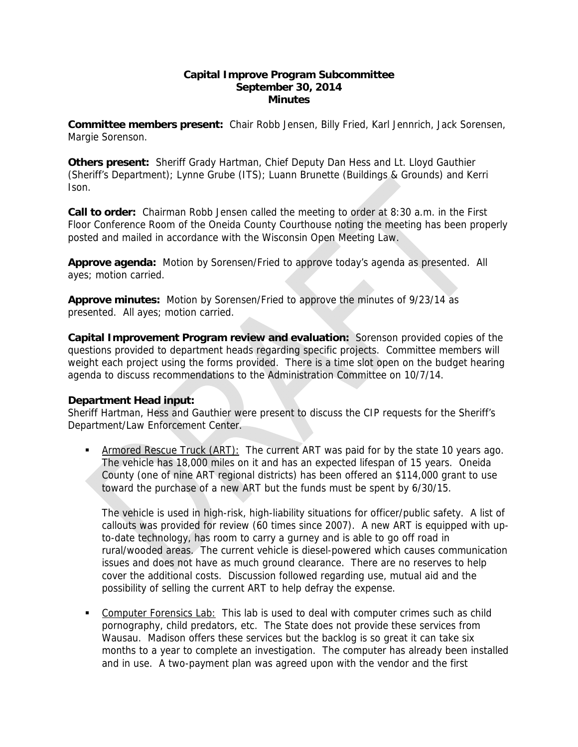**Capital Improve Program Subcommittee**
**September 30, 2014**
**Minutes**

**Committee members present:** Chair Robb Jensen, Billy Fried, Karl Jennrich, Jack Sorensen, Margie Sorenson.

**Others present:** Sheriff Grady Hartman, Chief Deputy Dan Hess and Lt. Lloyd Gauthier (Sheriff's Department); Lynne Grube (ITS); Luann Brunette (Buildings & Grounds) and Kerri Ison.

**Call to order:** Chairman Robb Jensen called the meeting to order at 8:30 a.m. in the First Floor Conference Room of the Oneida County Courthouse noting the meeting has been properly posted and mailed in accordance with the Wisconsin Open Meeting Law.

**Approve agenda:** Motion by Sorensen/Fried to approve today's agenda as presented. All ayes; motion carried.

**Approve minutes:** Motion by Sorensen/Fried to approve the minutes of 9/23/14 as presented. All ayes; motion carried.

**Capital Improvement Program review and evaluation:** Sorenson provided copies of the questions provided to department heads regarding specific projects. Committee members will weight each project using the forms provided. There is a time slot open on the budget hearing agenda to discuss recommendations to the Administration Committee on 10/7/14.

**Department Head input:**
Sheriff Hartman, Hess and Gauthier were present to discuss the CIP requests for the Sheriff's Department/Law Enforcement Center.

- Armored Rescue Truck (ART): The current ART was paid for by the state 10 years ago. The vehicle has 18,000 miles on it and has an expected lifespan of 15 years. Oneida County (one of nine ART regional districts) has been offered an $114,000 grant to use toward the purchase of a new ART but the funds must be spent by 6/30/15.

  The vehicle is used in high-risk, high-liability situations for officer/public safety. A list of callouts was provided for review (60 times since 2007). A new ART is equipped with up-to-date technology, has room to carry a gurney and is able to go off road in rural/wooded areas. The current vehicle is diesel-powered which causes communication issues and does not have as much ground clearance. There are no reserves to help cover the additional costs. Discussion followed regarding use, mutual aid and the possibility of selling the current ART to help defray the expense.

- Computer Forensics Lab: This lab is used to deal with computer crimes such as child pornography, child predators, etc. The State does not provide these services from Wausau. Madison offers these services but the backlog is so great it can take six months to a year to complete an investigation. The computer has already been installed and in use. A two-payment plan was agreed upon with the vendor and the first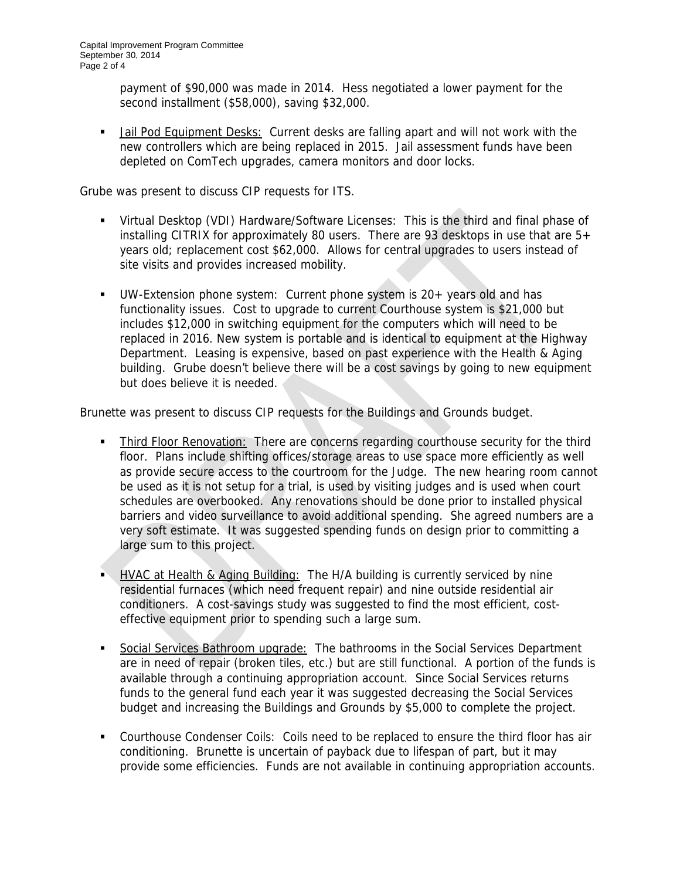payment of $90,000 was made in 2014. Hess negotiated a lower payment for the second installment ($58,000), saving $32,000.

- Jail Pod Equipment Desks: Current desks are falling apart and will not work with the new controllers which are being replaced in 2015. Jail assessment funds have been depleted on ComTech upgrades, camera monitors and door locks.

Grube was present to discuss CIP requests for ITS.

- Virtual Desktop (VDI) Hardware/Software Licenses: This is the third and final phase of installing CITRIX for approximately 80 users. There are 93 desktops in use that are 5+ years old; replacement cost $62,000. Allows for central upgrades to users instead of site visits and provides increased mobility.

- UW-Extension phone system: Current phone system is 20+ years old and has functionality issues. Cost to upgrade to current Courthouse system is $21,000 but includes $12,000 in switching equipment for the computers which will need to be replaced in 2016. New system is portable and is identical to equipment at the Highway Department. Leasing is expensive, based on past experience with the Health & Aging building. Grube doesn't believe there will be a cost savings by going to new equipment but does believe it is needed.

Brunette was present to discuss CIP requests for the Buildings and Grounds budget.

- Third Floor Renovation: There are concerns regarding courthouse security for the third floor. Plans include shifting offices/storage areas to use space more efficiently as well as provide secure access to the courtroom for the Judge. The new hearing room cannot be used as it is not setup for a trial, is used by visiting judges and is used when court schedules are overbooked. Any renovations should be done prior to installed physical barriers and video surveillance to avoid additional spending. She agreed numbers are a very soft estimate. It was suggested spending funds on design prior to committing a large sum to this project.

- HVAC at Health & Aging Building: The H/A building is currently serviced by nine residential furnaces (which need frequent repair) and nine outside residential air conditioners. A cost-savings study was suggested to find the most efficient, cost-effective equipment prior to spending such a large sum.

- Social Services Bathroom upgrade: The bathrooms in the Social Services Department are in need of repair (broken tiles, etc.) but are still functional. A portion of the funds is available through a continuing appropriation account. Since Social Services returns funds to the general fund each year it was suggested decreasing the Social Services budget and increasing the Buildings and Grounds by $5,000 to complete the project.

- Courthouse Condenser Coils: Coils need to be replaced to ensure the third floor has air conditioning. Brunette is uncertain of payback due to lifespan of part, but it may provide some efficiencies. Funds are not available in continuing appropriation accounts.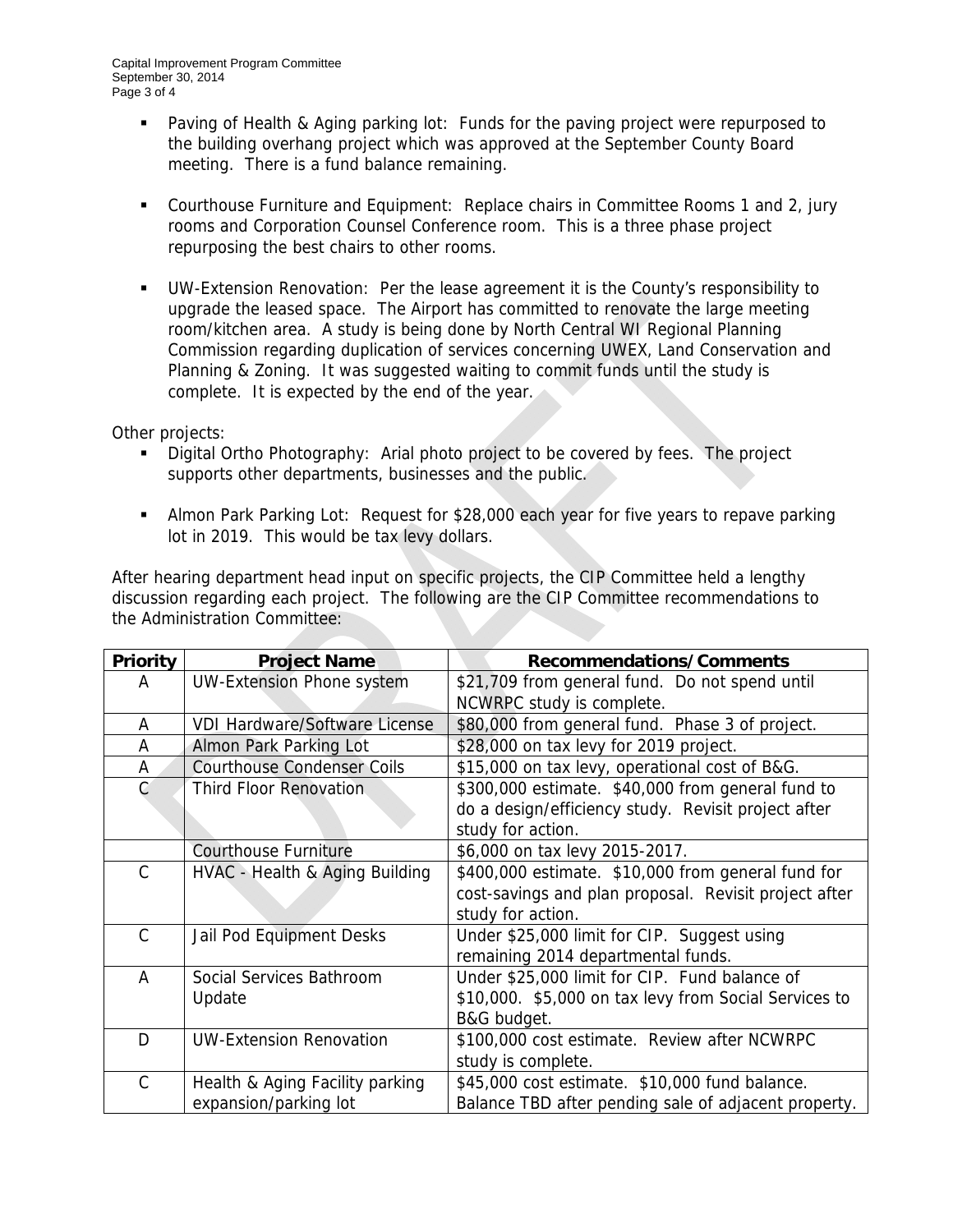- Paving of Health & Aging parking lot: Funds for the paving project were repurposed to the building overhang project which was approved at the September County Board meeting. There is a fund balance remaining.

- Courthouse Furniture and Equipment: Replace chairs in Committee Rooms 1 and 2, jury rooms and Corporation Counsel Conference room. This is a three phase project repurposing the best chairs to other rooms.

- UW-Extension Renovation: Per the lease agreement it is the County's responsibility to upgrade the leased space. The Airport has committed to renovate the large meeting room/kitchen area. A study is being done by North Central WI Regional Planning Commission regarding duplication of services concerning UWEX, Land Conservation and Planning & Zoning. It was suggested waiting to commit funds until the study is complete. It is expected by the end of the year.

Other projects:

- Digital Ortho Photography: Arial photo project to be covered by fees. The project supports other departments, businesses and the public.

- Almon Park Parking Lot: Request for $28,000 each year for five years to repave parking lot in 2019. This would be tax levy dollars.

After hearing department head input on specific projects, the CIP Committee held a lengthy discussion regarding each project. The following are the CIP Committee recommendations to the Administration Committee:

| Priority | Project Name | Recommendations/Comments |
|---|---|---|
| A | UW-Extension Phone system | $21,709 from general fund. Do not spend until NCWRPC study is complete. |
| A | VDI Hardware/Software License | $80,000 from general fund. Phase 3 of project. |
| A | Almon Park Parking Lot | $28,000 on tax levy for 2019 project. |
| A | Courthouse Condenser Coils | $15,000 on tax levy, operational cost of B&G. |
| C | Third Floor Renovation | $300,000 estimate. $40,000 from general fund to do a design/efficiency study. Revisit project after study for action. |
| | Courthouse Furniture | $6,000 on tax levy 2015-2017. |
| C | HVAC - Health & Aging Building | $400,000 estimate. $10,000 from general fund for cost-savings and plan proposal. Revisit project after study for action. |
| C | Jail Pod Equipment Desks | Under $25,000 limit for CIP. Suggest using remaining 2014 departmental funds. |
| A | Social Services Bathroom Update | Under $25,000 limit for CIP. Fund balance of $10,000. $5,000 on tax levy from Social Services to B&G budget. |
| D | UW-Extension Renovation | $100,000 cost estimate. Review after NCWRPC study is complete. |
| C | Health & Aging Facility parking expansion/parking lot | $45,000 cost estimate. $10,000 fund balance. Balance TBD after pending sale of adjacent property. |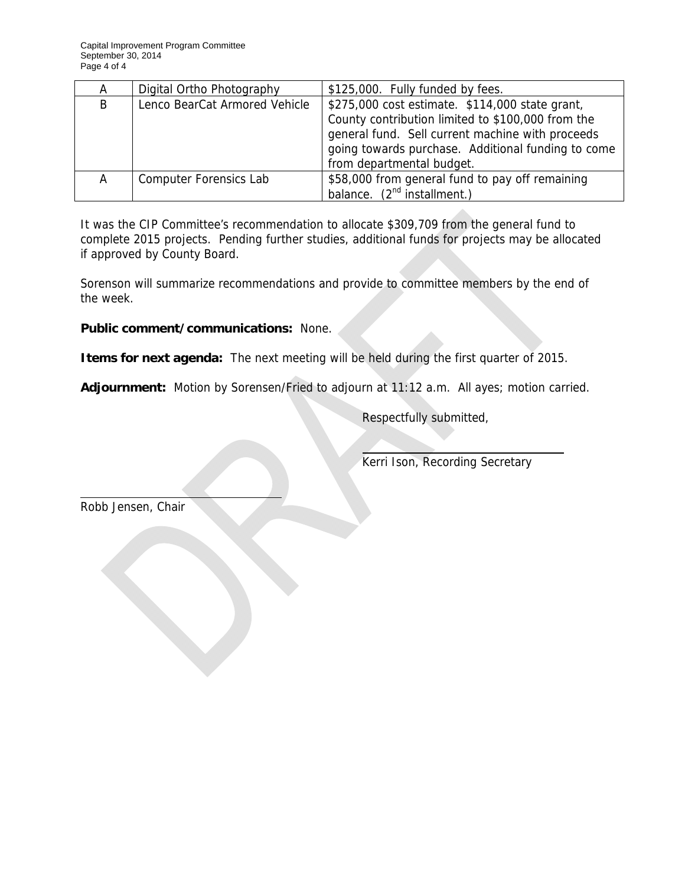| | | |
|---|---|---|
| A | Digital Ortho Photography | $125,000. Fully funded by fees. |
| B | Lenco BearCat Armored Vehicle | $275,000 cost estimate. $114,000 state grant, County contribution limited to $100,000 from the general fund. Sell current machine with proceeds going towards purchase. Additional funding to come from departmental budget. |
| A | Computer Forensics Lab | $58,000 from general fund to pay off remaining balance. (2nd installment.) |

It was the CIP Committee's recommendation to allocate $309,709 from the general fund to complete 2015 projects. Pending further studies, additional funds for projects may be allocated if approved by County Board.

Sorenson will summarize recommendations and provide to committee members by the end of the week.

**Public comment/communications:** None.

**Items for next agenda:** The next meeting will be held during the first quarter of 2015.

**Adjournment:** Motion by Sorensen/Fried to adjourn at 11:12 a.m. All ayes; motion carried.

Respectfully submitted,

Kerri Ison, Recording Secretary

Robb Jensen, Chair

DRAFT